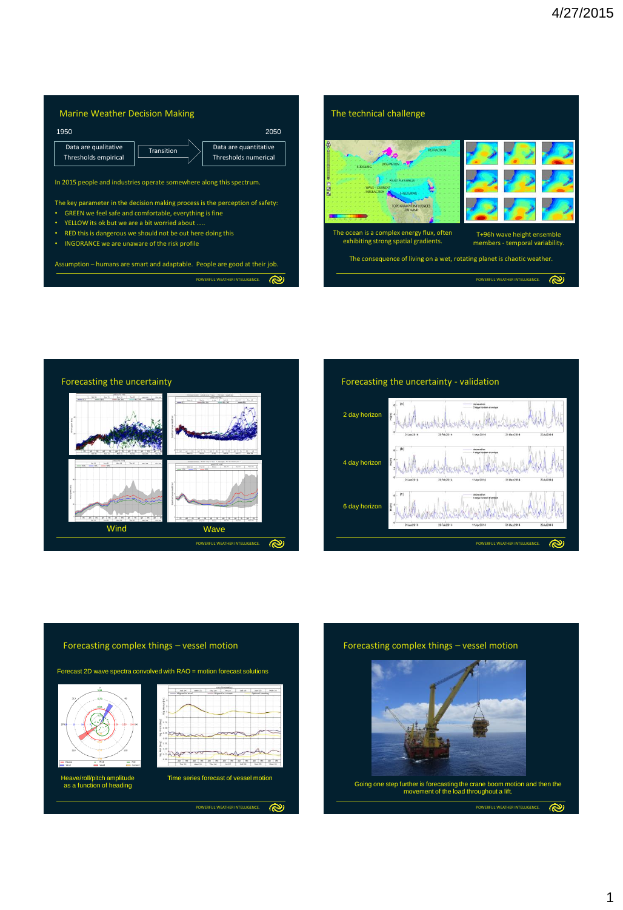## Marine Weather Decision Making

1950 — 2050

Data are qualitative / Thresholds empirical → Transition → Data are quantitative / Thresholds numerical

In 2015 people and industries operate somewhere along this spectrum.

The key parameter in the decision making process is the perception of safety:

- GREEN we feel safe and comfortable, everything is fine
- YELLOW its ok but we are a bit worried about .....
- RED this is dangerous we should not be out here doing this
- INGORANCE we are unaware of the risk profile

Assumption – humans are smart and adaptable. People are good at their job.

POWERFUL WEATHER INTELLIGENCE.

## The technical challenge

The ocean is a complex energy flux, often exhibiting strong spatial gradients.

T+96h wave height ensemble members - temporal variability.

The consequence of living on a wet, rotating planet is chaotic weather.

POWERFUL WEATHER INTELLIGENCE.

## Forecasting the uncertainty

Wind

Wave

POWERFUL WEATHER INTELLIGENCE.

## Forecasting the uncertainty - validation

2 day horizon

4 day horizon

6 day horizon

POWERFUL WEATHER INTELLIGENCE.

## Forecasting complex things – vessel motion

Forecast 2D wave spectra convolved with RAO = motion forecast solutions

Heave/roll/pitch amplitude as a function of heading

Time series forecast of vessel motion

POWERFUL WEATHER INTELLIGENCE.

## Forecasting complex things – vessel motion

Going one step further is forecasting the crane boom motion and then the movement of the load throughout a lift.

POWERFUL WEATHER INTELLIGENCE.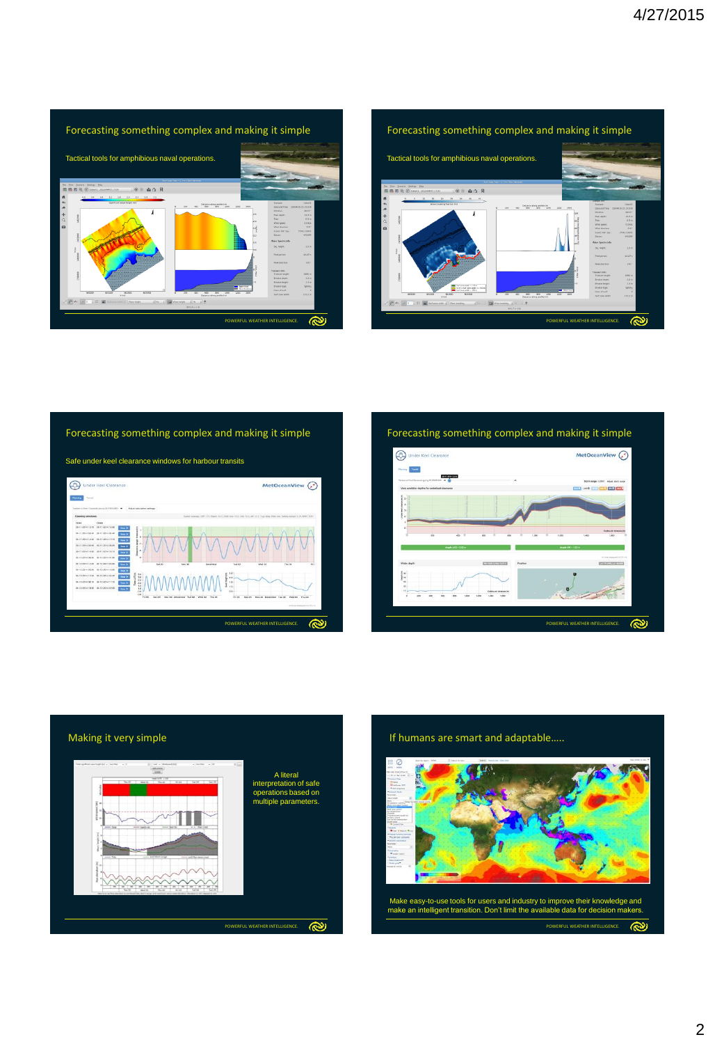## Forecasting something complex and making it simple

Tactical tools for amphibious naval operations.

POWERFUL WEATHER INTELLIGENCE.

## Forecasting something complex and making it simple

Tactical tools for amphibious naval operations.

POWERFUL WEATHER INTELLIGENCE.

## Forecasting something complex and making it simple

Safe under keel clearance windows for harbour transits

POWERFUL WEATHER INTELLIGENCE.

## Forecasting something complex and making it simple

POWERFUL WEATHER INTELLIGENCE.

## Making it very simple

A literal interpretation of safe operations based on multiple parameters.

POWERFUL WEATHER INTELLIGENCE.

## If humans are smart and adaptable.....

Make easy-to-use tools for users and industry to improve their knowledge and make an intelligent transition. Don't limit the available data for decision makers.

POWERFUL WEATHER INTELLIGENCE.